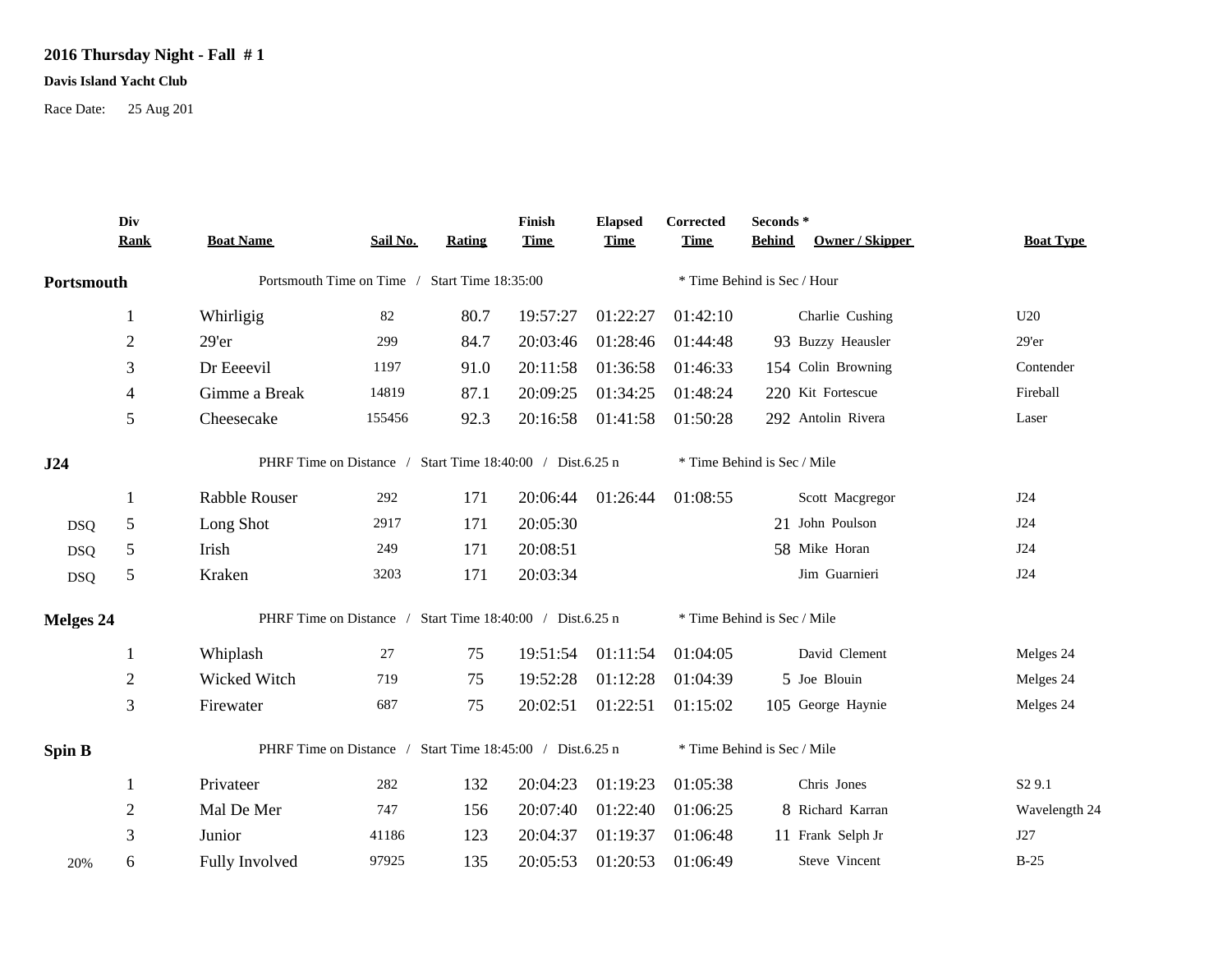# 2016 Thursday Night - Fall # 1

**Davis Island Yacht Club**

Race Date: 25 Aug 201

| | Div Rank | Boat Name | Sail No. | Rating | Finish Time | Elapsed Time | Corrected Time | Seconds * Behind | Owner / Skipper | Boat Type |
|---|---|---|---|---|---|---|---|---|---|---|
| **Portsmouth** | | Portsmouth Time on Time / Start Time 18:35:00 | | | | | * Time Behind is Sec / Hour | | | |
| | 1 | Whirligig | 82 | 80.7 | 19:57:27 | 01:22:27 | 01:42:10 | | Charlie Cushing | U20 |
| | 2 | 29'er | 299 | 84.7 | 20:03:46 | 01:28:46 | 01:44:48 | 93 | Buzzy Heausler | 29'er |
| | 3 | Dr Eeeevil | 1197 | 91.0 | 20:11:58 | 01:36:58 | 01:46:33 | 154 | Colin Browning | Contender |
| | 4 | Gimme a Break | 14819 | 87.1 | 20:09:25 | 01:34:25 | 01:48:24 | 220 | Kit Fortescue | Fireball |
| | 5 | Cheesecake | 155456 | 92.3 | 20:16:58 | 01:41:58 | 01:50:28 | 292 | Antolin Rivera | Laser |
| **J24** | | PHRF Time on Distance / Start Time 18:40:00 / Dist.6.25 n | | | | | * Time Behind is Sec / Mile | | | |
| | 1 | Rabble Rouser | 292 | 171 | 20:06:44 | 01:26:44 | 01:08:55 | | Scott Macgregor | J24 |
| DSQ | 5 | Long Shot | 2917 | 171 | 20:05:30 | | | 21 | John Poulson | J24 |
| DSQ | 5 | Irish | 249 | 171 | 20:08:51 | | | 58 | Mike Horan | J24 |
| DSQ | 5 | Kraken | 3203 | 171 | 20:03:34 | | | | Jim Guarnieri | J24 |
| **Melges 24** | | PHRF Time on Distance / Start Time 18:40:00 / Dist.6.25 n | | | | | * Time Behind is Sec / Mile | | | |
| | 1 | Whiplash | 27 | 75 | 19:51:54 | 01:11:54 | 01:04:05 | | David Clement | Melges 24 |
| | 2 | Wicked Witch | 719 | 75 | 19:52:28 | 01:12:28 | 01:04:39 | 5 | Joe Blouin | Melges 24 |
| | 3 | Firewater | 687 | 75 | 20:02:51 | 01:22:51 | 01:15:02 | 105 | George Haynie | Melges 24 |
| **Spin B** | | PHRF Time on Distance / Start Time 18:45:00 / Dist.6.25 n | | | | | * Time Behind is Sec / Mile | | | |
| | 1 | Privateer | 282 | 132 | 20:04:23 | 01:19:23 | 01:05:38 | | Chris Jones | S2 9.1 |
| | 2 | Mal De Mer | 747 | 156 | 20:07:40 | 01:22:40 | 01:06:25 | 8 | Richard Karran | Wavelength 24 |
| | 3 | Junior | 41186 | 123 | 20:04:37 | 01:19:37 | 01:06:48 | 11 | Frank Selph Jr | J27 |
| 20% | 6 | Fully Involved | 97925 | 135 | 20:05:53 | 01:20:53 | 01:06:49 | | Steve Vincent | B-25 |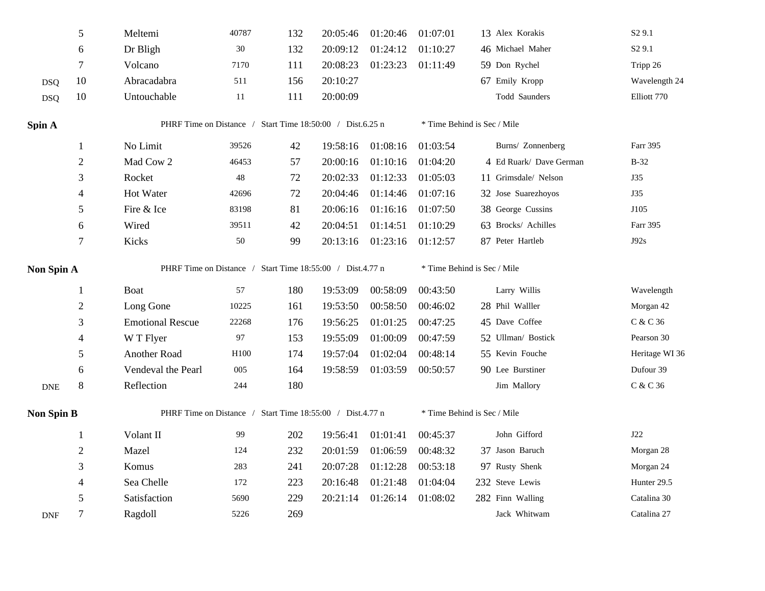| | | | | | | | | | | |
|---|---|---|---|---|---|---|---|---|---|---|
| | 5 | Meltemi | 40787 | 132 | 20:05:46 | 01:20:46 | 01:07:01 | 13 | Alex Korakis | S2 9.1 |
| | 6 | Dr Bligh | 30 | 132 | 20:09:12 | 01:24:12 | 01:10:27 | 46 | Michael Maher | S2 9.1 |
| | 7 | Volcano | 7170 | 111 | 20:08:23 | 01:23:23 | 01:11:49 | 59 | Don Rychel | Tripp 26 |
| DSQ | 10 | Abracadabra | 511 | 156 | 20:10:27 | | | 67 | Emily Kropp | Wavelength 24 |
| DSQ | 10 | Untouchable | 11 | 111 | 20:00:09 | | | | Todd Saunders | Elliott 770 |

**Spin A** PHRF Time on Distance / Start Time 18:50:00 / Dist.6.25 n * Time Behind is Sec / Mile

| | | | | | | | | | | |
|---|---|---|---|---|---|---|---|---|---|---|
| | 1 | No Limit | 39526 | 42 | 19:58:16 | 01:08:16 | 01:03:54 | | Burns/ Zonnenberg | Farr 395 |
| | 2 | Mad Cow 2 | 46453 | 57 | 20:00:16 | 01:10:16 | 01:04:20 | 4 | Ed Ruark/ Dave German | B-32 |
| | 3 | Rocket | 48 | 72 | 20:02:33 | 01:12:33 | 01:05:03 | 11 | Grimsdale/ Nelson | J35 |
| | 4 | Hot Water | 42696 | 72 | 20:04:46 | 01:14:46 | 01:07:16 | 32 | Jose Suarezhoyos | J35 |
| | 5 | Fire & Ice | 83198 | 81 | 20:06:16 | 01:16:16 | 01:07:50 | 38 | George Cussins | J105 |
| | 6 | Wired | 39511 | 42 | 20:04:51 | 01:14:51 | 01:10:29 | 63 | Brocks/ Achilles | Farr 395 |
| | 7 | Kicks | 50 | 99 | 20:13:16 | 01:23:16 | 01:12:57 | 87 | Peter Hartleb | J92s |

**Non Spin A** PHRF Time on Distance / Start Time 18:55:00 / Dist.4.77 n * Time Behind is Sec / Mile

| | | | | | | | | | | |
|---|---|---|---|---|---|---|---|---|---|---|
| | 1 | Boat | 57 | 180 | 19:53:09 | 00:58:09 | 00:43:50 | | Larry Willis | Wavelength |
| | 2 | Long Gone | 10225 | 161 | 19:53:50 | 00:58:50 | 00:46:02 | 28 | Phil Walller | Morgan 42 |
| | 3 | Emotional Rescue | 22268 | 176 | 19:56:25 | 01:01:25 | 00:47:25 | 45 | Dave Coffee | C & C 36 |
| | 4 | W T Flyer | 97 | 153 | 19:55:09 | 01:00:09 | 00:47:59 | 52 | Ullman/ Bostick | Pearson 30 |
| | 5 | Another Road | H100 | 174 | 19:57:04 | 01:02:04 | 00:48:14 | 55 | Kevin Fouche | Heritage WI 36 |
| | 6 | Vendeval the Pearl | 005 | 164 | 19:58:59 | 01:03:59 | 00:50:57 | 90 | Lee Burstiner | Dufour 39 |
| DNE | 8 | Reflection | 244 | 180 | | | | | Jim Mallory | C & C 36 |

**Non Spin B** PHRF Time on Distance / Start Time 18:55:00 / Dist.4.77 n * Time Behind is Sec / Mile

| | | | | | | | | | | |
|---|---|---|---|---|---|---|---|---|---|---|
| | 1 | Volant II | 99 | 202 | 19:56:41 | 01:01:41 | 00:45:37 | | John Gifford | J22 |
| | 2 | Mazel | 124 | 232 | 20:01:59 | 01:06:59 | 00:48:32 | 37 | Jason Baruch | Morgan 28 |
| | 3 | Komus | 283 | 241 | 20:07:28 | 01:12:28 | 00:53:18 | 97 | Rusty Shenk | Morgan 24 |
| | 4 | Sea Chelle | 172 | 223 | 20:16:48 | 01:21:48 | 01:04:04 | 232 | Steve Lewis | Hunter 29.5 |
| | 5 | Satisfaction | 5690 | 229 | 20:21:14 | 01:26:14 | 01:08:02 | 282 | Finn Walling | Catalina 30 |
| DNF | 7 | Ragdoll | 5226 | 269 | | | | | Jack Whitwam | Catalina 27 |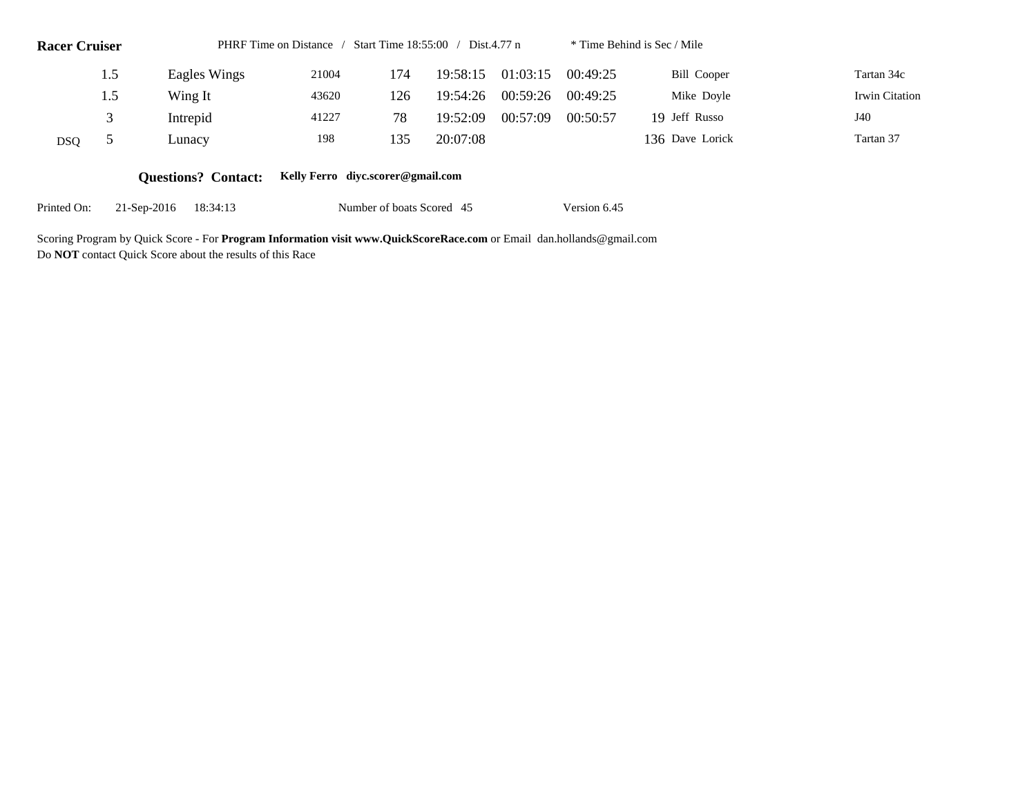**Racer Cruiser** PHRF Time on Distance / Start Time 18:55:00 / Dist.4.77 n * Time Behind is Sec / Mile

| | | | | | | | | | | |
|---|---|---|---|---|---|---|---|---|---|---|
| | 1.5 | Eagles Wings | 21004 | 174 | 19:58:15 | 01:03:15 | 00:49:25 | | Bill Cooper | Tartan 34c |
| | 1.5 | Wing It | 43620 | 126 | 19:54:26 | 00:59:26 | 00:49:25 | | Mike Doyle | Irwin Citation |
| | 3 | Intrepid | 41227 | 78 | 19:52:09 | 00:57:09 | 00:50:57 | 19 | Jeff Russo | J40 |
| DSQ | 5 | Lunacy | 198 | 135 | 20:07:08 | | | 136 | Dave Lorick | Tartan 37 |

**Questions? Contact:** **Kelly Ferro diyc.scorer@gmail.com**

Printed On: 21-Sep-2016 18:34:13 Number of boats Scored 45 Version 6.45

Scoring Program by Quick Score - For **Program Information visit www.QuickScoreRace.com** or Email dan.hollands@gmail.com
Do **NOT** contact Quick Score about the results of this Race